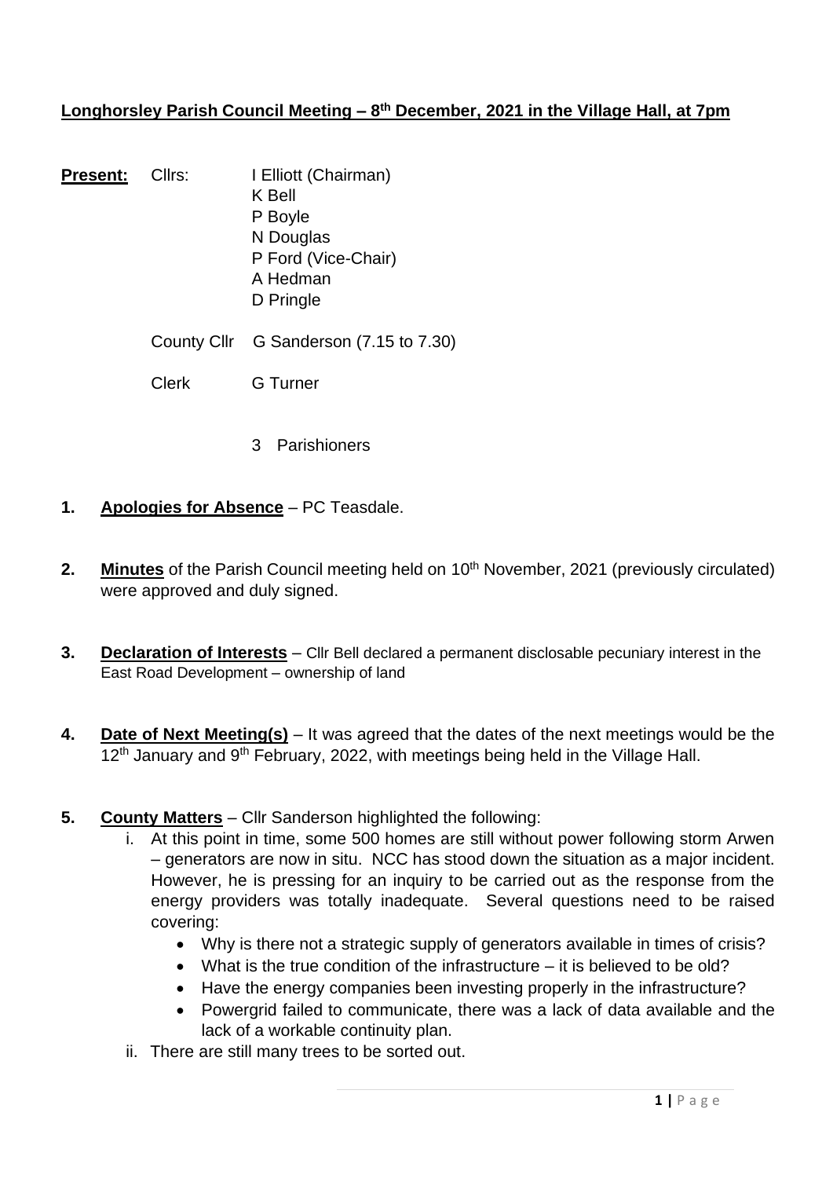**Longhorsley Parish Council Meeting – 8th December, 2021 in the Village Hall, at 7pm**

**Present:** Cllrs: I Elliott (Chairman)
K Bell
P Boyle
N Douglas
P Ford (Vice-Chair)
A Hedman
D Pringle

County Cllr G Sanderson (7.15 to 7.30)

Clerk G Turner

3 Parishioners

1. **Apologies for Absence** – PC Teasdale.

2. **Minutes** of the Parish Council meeting held on 10th November, 2021 (previously circulated) were approved and duly signed.

3. **Declaration of Interests** – Cllr Bell declared a permanent disclosable pecuniary interest in the East Road Development – ownership of land

4. **Date of Next Meeting(s)** – It was agreed that the dates of the next meetings would be the 12th January and 9th February, 2022, with meetings being held in the Village Hall.

5. **County Matters** – Cllr Sanderson highlighted the following:
   i. At this point in time, some 500 homes are still without power following storm Arwen – generators are now in situ. NCC has stood down the situation as a major incident. However, he is pressing for an inquiry to be carried out as the response from the energy providers was totally inadequate. Several questions need to be raised covering:
      - Why is there not a strategic supply of generators available in times of crisis?
      - What is the true condition of the infrastructure – it is believed to be old?
      - Have the energy companies been investing properly in the infrastructure?
      - Powergrid failed to communicate, there was a lack of data available and the lack of a workable continuity plan.

   ii. There are still many trees to be sorted out.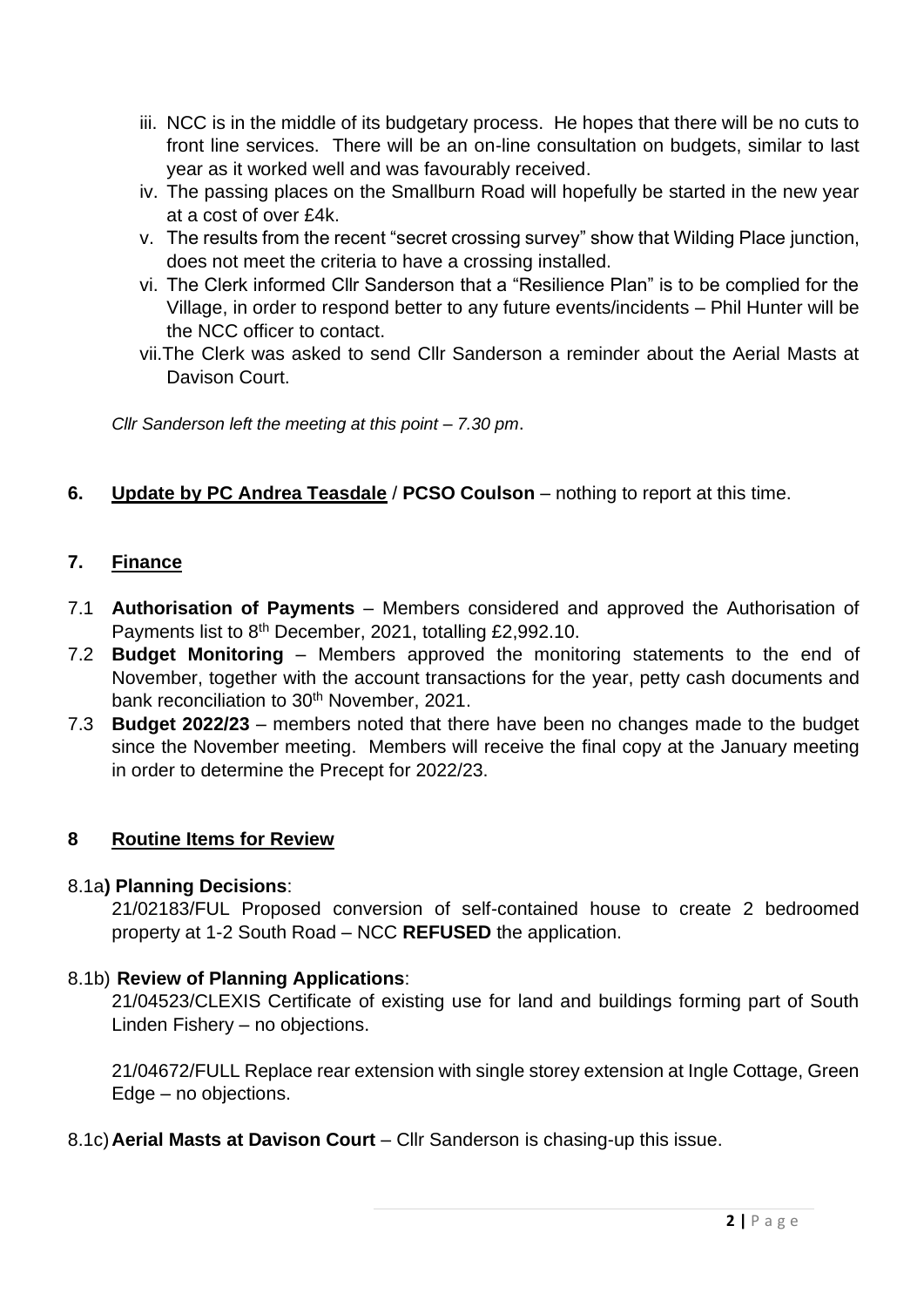iii. NCC is in the middle of its budgetary process. He hopes that there will be no cuts to front line services. There will be an on-line consultation on budgets, similar to last year as it worked well and was favourably received.

iv. The passing places on the Smallburn Road will hopefully be started in the new year at a cost of over £4k.

v. The results from the recent "secret crossing survey" show that Wilding Place junction, does not meet the criteria to have a crossing installed.

vi. The Clerk informed Cllr Sanderson that a "Resilience Plan" is to be complied for the Village, in order to respond better to any future events/incidents – Phil Hunter will be the NCC officer to contact.

vii. The Clerk was asked to send Cllr Sanderson a reminder about the Aerial Masts at Davison Court.

*Cllr Sanderson left the meeting at this point – 7.30 pm*.

## 6. Update by PC Andrea Teasdale / PCSO Coulson – nothing to report at this time.

## 7. Finance

7.1 **Authorisation of Payments** – Members considered and approved the Authorisation of Payments list to 8th December, 2021, totalling £2,992.10.

7.2 **Budget Monitoring** – Members approved the monitoring statements to the end of November, together with the account transactions for the year, petty cash documents and bank reconciliation to 30th November, 2021.

7.3 **Budget 2022/23** – members noted that there have been no changes made to the budget since the November meeting. Members will receive the final copy at the January meeting in order to determine the Precept for 2022/23.

## 8 Routine Items for Review

8.1a**) Planning Decisions**:

21/02183/FUL Proposed conversion of self-contained house to create 2 bedroomed property at 1-2 South Road – NCC **REFUSED** the application.

8.1b) **Review of Planning Applications**:

21/04523/CLEXIS Certificate of existing use for land and buildings forming part of South Linden Fishery – no objections.

21/04672/FULL Replace rear extension with single storey extension at Ingle Cottage, Green Edge – no objections.

8.1c) **Aerial Masts at Davison Court** – Cllr Sanderson is chasing-up this issue.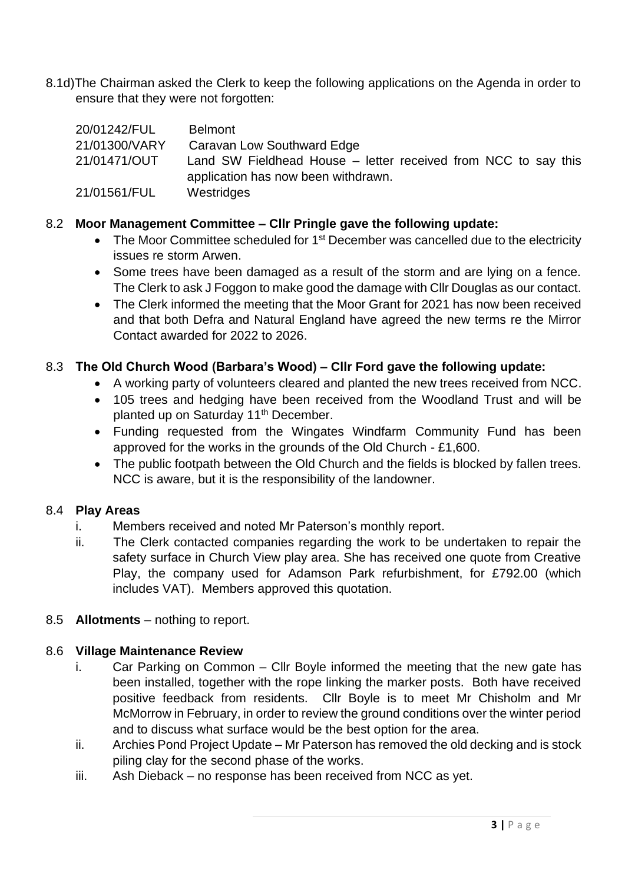8.1d) The Chairman asked the Clerk to keep the following applications on the Agenda in order to ensure that they were not forgotten:

| | |
|---|---|
| 20/01242/FUL | Belmont |
| 21/01300/VARY | Caravan Low Southward Edge |
| 21/01471/OUT | Land SW Fieldhead House – letter received from NCC to say this application has now been withdrawn. |
| 21/01561/FUL | Westridges |

8.2 **Moor Management Committee – Cllr Pringle gave the following update:**

- The Moor Committee scheduled for 1st December was cancelled due to the electricity issues re storm Arwen.
- Some trees have been damaged as a result of the storm and are lying on a fence. The Clerk to ask J Foggon to make good the damage with Cllr Douglas as our contact.
- The Clerk informed the meeting that the Moor Grant for 2021 has now been received and that both Defra and Natural England have agreed the new terms re the Mirror Contact awarded for 2022 to 2026.

8.3 **The Old Church Wood (Barbara's Wood) – Cllr Ford gave the following update:**

- A working party of volunteers cleared and planted the new trees received from NCC.
- 105 trees and hedging have been received from the Woodland Trust and will be planted up on Saturday 11th December.
- Funding requested from the Wingates Windfarm Community Fund has been approved for the works in the grounds of the Old Church - £1,600.
- The public footpath between the Old Church and the fields is blocked by fallen trees. NCC is aware, but it is the responsibility of the landowner.

8.4 **Play Areas**

i. Members received and noted Mr Paterson's monthly report.

ii. The Clerk contacted companies regarding the work to be undertaken to repair the safety surface in Church View play area. She has received one quote from Creative Play, the company used for Adamson Park refurbishment, for £792.00 (which includes VAT). Members approved this quotation.

8.5 **Allotments** – nothing to report.

8.6 **Village Maintenance Review**

i. Car Parking on Common – Cllr Boyle informed the meeting that the new gate has been installed, together with the rope linking the marker posts. Both have received positive feedback from residents. Cllr Boyle is to meet Mr Chisholm and Mr McMorrow in February, in order to review the ground conditions over the winter period and to discuss what surface would be the best option for the area.

ii. Archies Pond Project Update – Mr Paterson has removed the old decking and is stock piling clay for the second phase of the works.

iii. Ash Dieback – no response has been received from NCC as yet.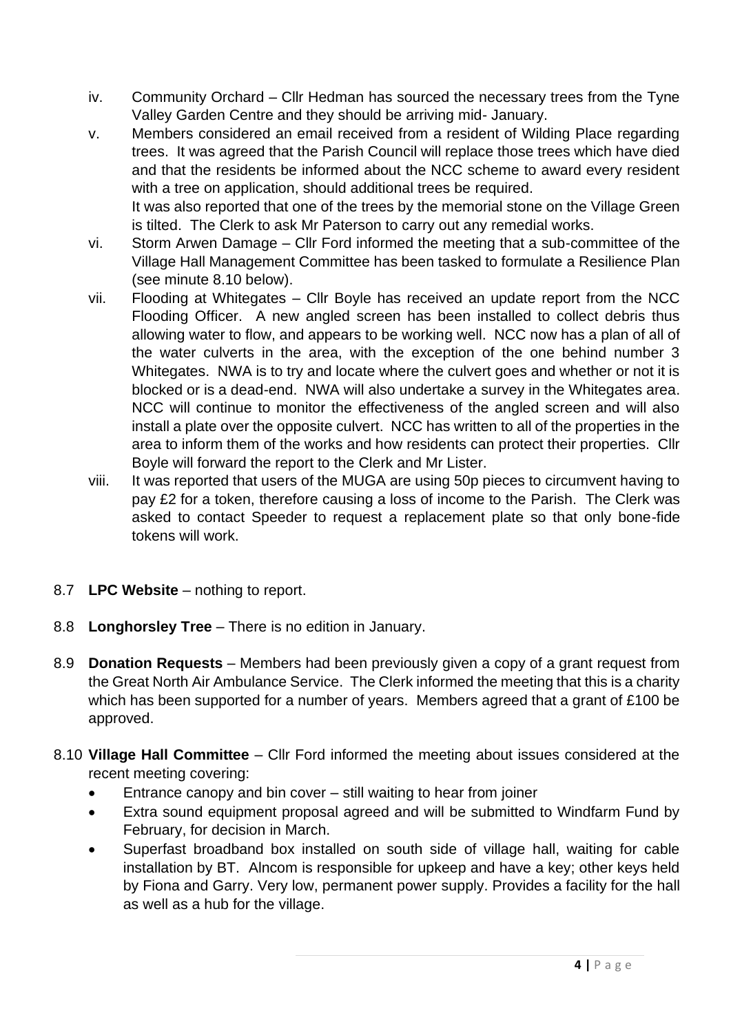iv. Community Orchard – Cllr Hedman has sourced the necessary trees from the Tyne Valley Garden Centre and they should be arriving mid- January.

v. Members considered an email received from a resident of Wilding Place regarding trees. It was agreed that the Parish Council will replace those trees which have died and that the residents be informed about the NCC scheme to award every resident with a tree on application, should additional trees be required.
It was also reported that one of the trees by the memorial stone on the Village Green is tilted. The Clerk to ask Mr Paterson to carry out any remedial works.

vi. Storm Arwen Damage – Cllr Ford informed the meeting that a sub-committee of the Village Hall Management Committee has been tasked to formulate a Resilience Plan (see minute 8.10 below).

vii. Flooding at Whitegates – Cllr Boyle has received an update report from the NCC Flooding Officer. A new angled screen has been installed to collect debris thus allowing water to flow, and appears to be working well. NCC now has a plan of all of the water culverts in the area, with the exception of the one behind number 3 Whitegates. NWA is to try and locate where the culvert goes and whether or not it is blocked or is a dead-end. NWA will also undertake a survey in the Whitegates area. NCC will continue to monitor the effectiveness of the angled screen and will also install a plate over the opposite culvert. NCC has written to all of the properties in the area to inform them of the works and how residents can protect their properties. Cllr Boyle will forward the report to the Clerk and Mr Lister.

viii. It was reported that users of the MUGA are using 50p pieces to circumvent having to pay £2 for a token, therefore causing a loss of income to the Parish. The Clerk was asked to contact Speeder to request a replacement plate so that only bone-fide tokens will work.

8.7 **LPC Website** – nothing to report.

8.8 **Longhorsley Tree** – There is no edition in January.

8.9 **Donation Requests** – Members had been previously given a copy of a grant request from the Great North Air Ambulance Service. The Clerk informed the meeting that this is a charity which has been supported for a number of years. Members agreed that a grant of £100 be approved.

8.10 **Village Hall Committee** – Cllr Ford informed the meeting about issues considered at the recent meeting covering:

- Entrance canopy and bin cover – still waiting to hear from joiner
- Extra sound equipment proposal agreed and will be submitted to Windfarm Fund by February, for decision in March.
- Superfast broadband box installed on south side of village hall, waiting for cable installation by BT. Alncom is responsible for upkeep and have a key; other keys held by Fiona and Garry. Very low, permanent power supply. Provides a facility for the hall as well as a hub for the village.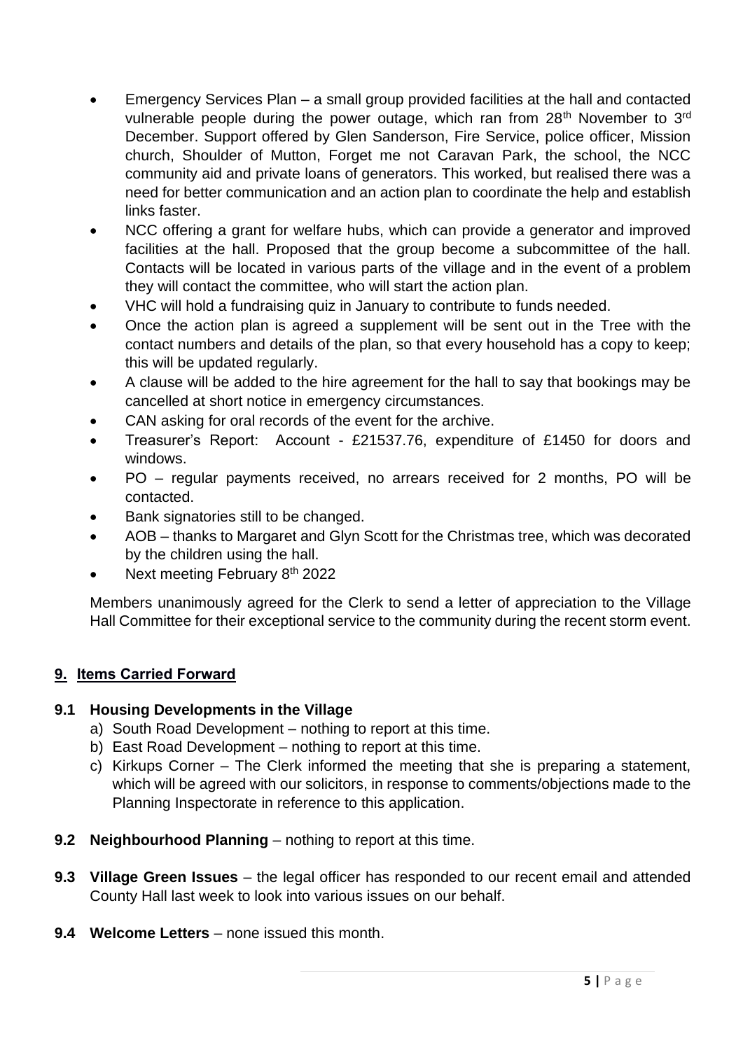- Emergency Services Plan – a small group provided facilities at the hall and contacted vulnerable people during the power outage, which ran from 28th November to 3rd December. Support offered by Glen Sanderson, Fire Service, police officer, Mission church, Shoulder of Mutton, Forget me not Caravan Park, the school, the NCC community aid and private loans of generators. This worked, but realised there was a need for better communication and an action plan to coordinate the help and establish links faster.
- NCC offering a grant for welfare hubs, which can provide a generator and improved facilities at the hall. Proposed that the group become a subcommittee of the hall. Contacts will be located in various parts of the village and in the event of a problem they will contact the committee, who will start the action plan.
- VHC will hold a fundraising quiz in January to contribute to funds needed.
- Once the action plan is agreed a supplement will be sent out in the Tree with the contact numbers and details of the plan, so that every household has a copy to keep; this will be updated regularly.
- A clause will be added to the hire agreement for the hall to say that bookings may be cancelled at short notice in emergency circumstances.
- CAN asking for oral records of the event for the archive.
- Treasurer's Report: Account - £21537.76, expenditure of £1450 for doors and windows.
- PO – regular payments received, no arrears received for 2 months, PO will be contacted.
- Bank signatories still to be changed.
- AOB – thanks to Margaret and Glyn Scott for the Christmas tree, which was decorated by the children using the hall.
- Next meeting February 8th 2022

Members unanimously agreed for the Clerk to send a letter of appreciation to the Village Hall Committee for their exceptional service to the community during the recent storm event.

## 9. Items Carried Forward

### 9.1 Housing Developments in the Village

a) South Road Development – nothing to report at this time.

b) East Road Development – nothing to report at this time.

c) Kirkups Corner – The Clerk informed the meeting that she is preparing a statement, which will be agreed with our solicitors, in response to comments/objections made to the Planning Inspectorate in reference to this application.

**9.2 Neighbourhood Planning** – nothing to report at this time.

**9.3 Village Green Issues** – the legal officer has responded to our recent email and attended County Hall last week to look into various issues on our behalf.

**9.4 Welcome Letters** – none issued this month.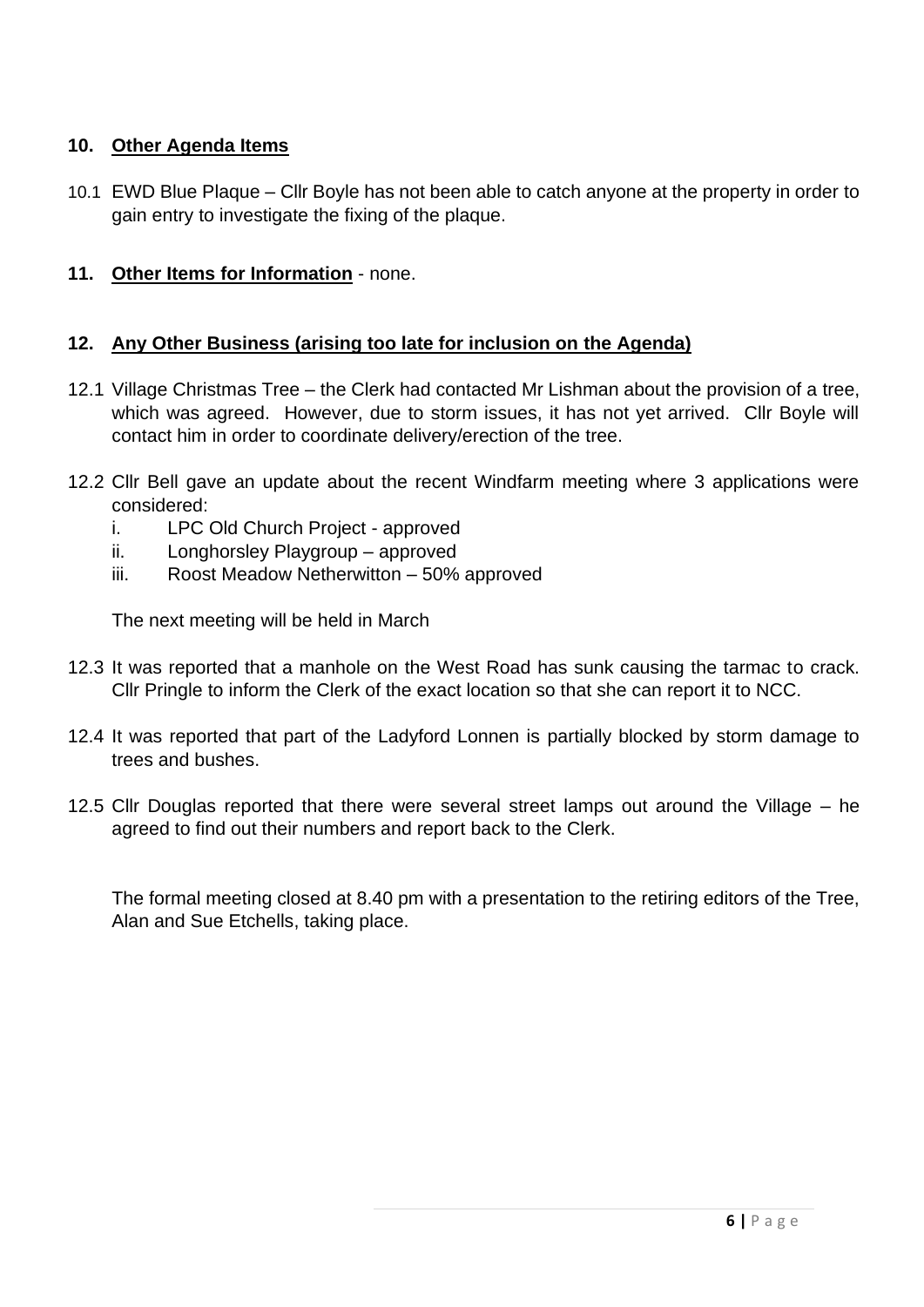## 10. Other Agenda Items

10.1 EWD Blue Plaque – Cllr Boyle has not been able to catch anyone at the property in order to gain entry to investigate the fixing of the plaque.

## 11. Other Items for Information - none.

## 12. Any Other Business (arising too late for inclusion on the Agenda)

12.1 Village Christmas Tree – the Clerk had contacted Mr Lishman about the provision of a tree, which was agreed. However, due to storm issues, it has not yet arrived. Cllr Boyle will contact him in order to coordinate delivery/erection of the tree.

12.2 Cllr Bell gave an update about the recent Windfarm meeting where 3 applications were considered:

i. LPC Old Church Project - approved
ii. Longhorsley Playgroup – approved
iii. Roost Meadow Netherwitton – 50% approved

The next meeting will be held in March

12.3 It was reported that a manhole on the West Road has sunk causing the tarmac to crack. Cllr Pringle to inform the Clerk of the exact location so that she can report it to NCC.

12.4 It was reported that part of the Ladyford Lonnen is partially blocked by storm damage to trees and bushes.

12.5 Cllr Douglas reported that there were several street lamps out around the Village – he agreed to find out their numbers and report back to the Clerk.

The formal meeting closed at 8.40 pm with a presentation to the retiring editors of the Tree, Alan and Sue Etchells, taking place.